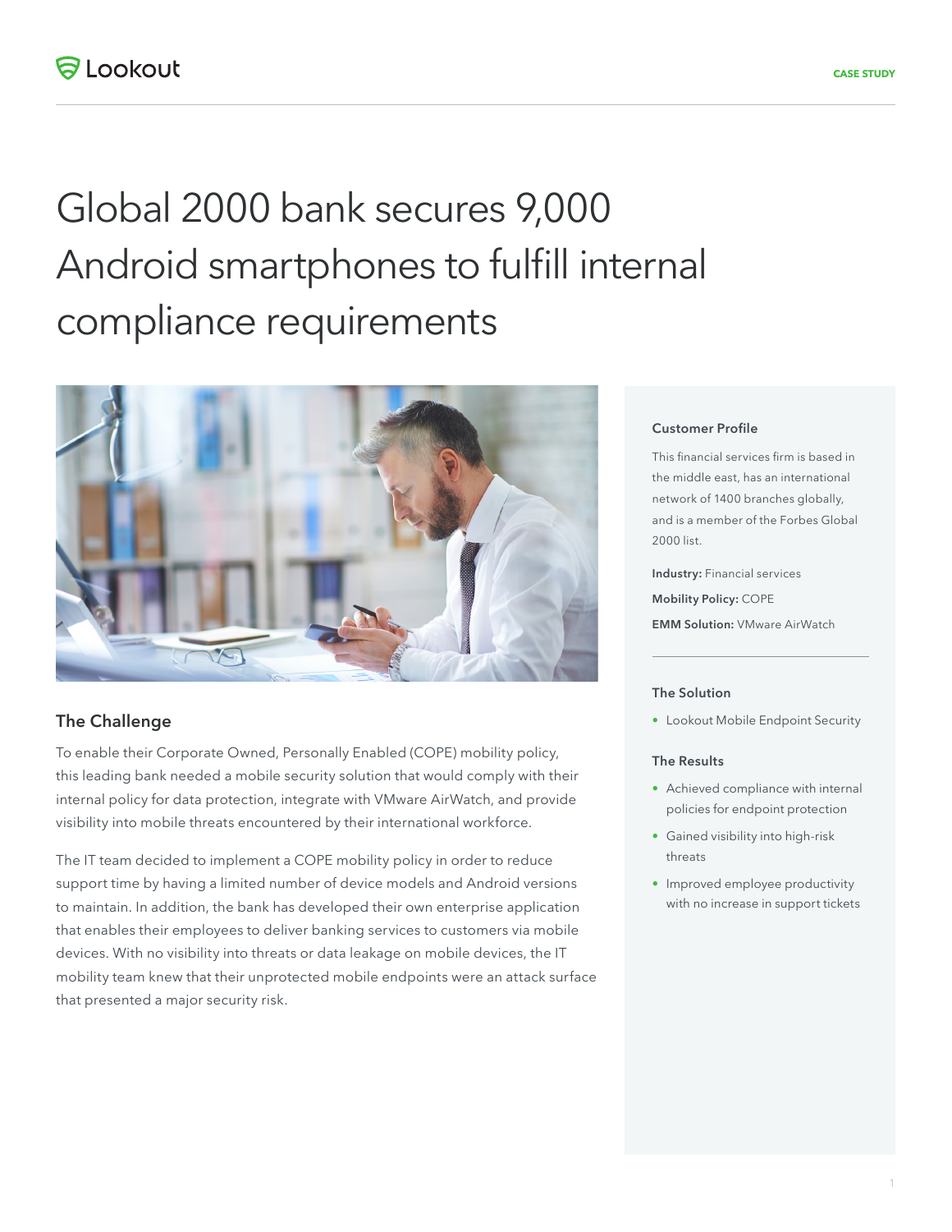CASE STUDY

# Global 2000 bank secures 9,000 Android smartphones to fulfill internal compliance requirements

## The Challenge

To enable their Corporate Owned, Personally Enabled (COPE) mobility policy, this leading bank needed a mobile security solution that would comply with their internal policy for data protection, integrate with VMware AirWatch, and provide visibility into mobile threats encountered by their international workforce.

The IT team decided to implement a COPE mobility policy in order to reduce support time by having a limited number of device models and Android versions to maintain. In addition, the bank has developed their own enterprise application that enables their employees to deliver banking services to customers via mobile devices. With no visibility into threats or data leakage on mobile devices, the IT mobility team knew that their unprotected mobile endpoints were an attack surface that presented a major security risk.

### Customer Profile

This financial services firm is based in the middle east, has an international network of 1400 branches globally, and is a member of the Forbes Global 2000 list.

**Industry:** Financial services

**Mobility Policy:** COPE

**EMM Solution:** VMware AirWatch

### The Solution

- Lookout Mobile Endpoint Security

### The Results

- Achieved compliance with internal policies for endpoint protection
- Gained visibility into high-risk threats
- Improved employee productivity with no increase in support tickets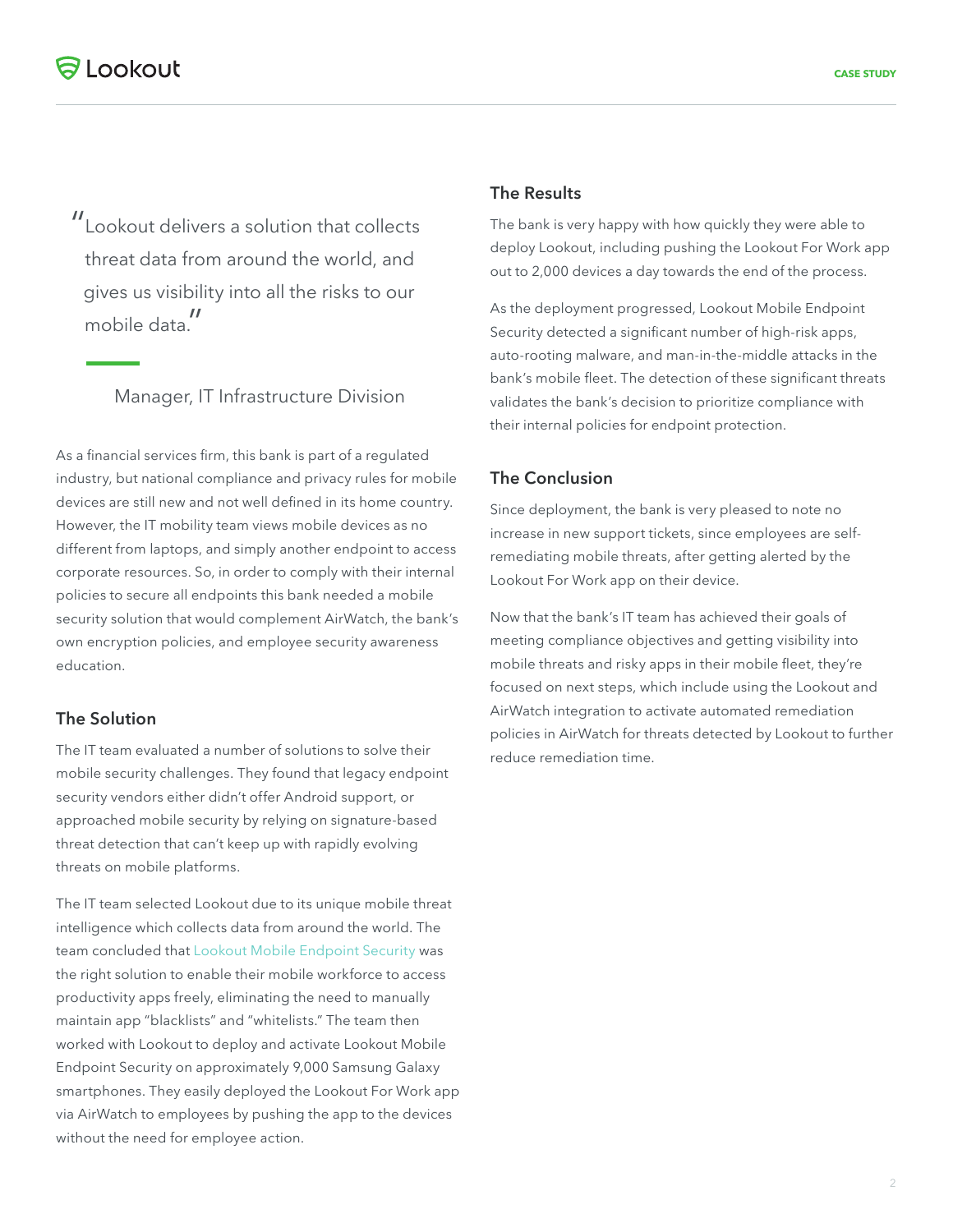> "Lookout delivers a solution that collects threat data from around the world, and gives us visibility into all the risks to our mobile data."
>
> Manager, IT Infrastructure Division

As a financial services firm, this bank is part of a regulated industry, but national compliance and privacy rules for mobile devices are still new and not well defined in its home country. However, the IT mobility team views mobile devices as no different from laptops, and simply another endpoint to access corporate resources. So, in order to comply with their internal policies to secure all endpoints this bank needed a mobile security solution that would complement AirWatch, the bank's own encryption policies, and employee security awareness education.

## The Solution

The IT team evaluated a number of solutions to solve their mobile security challenges. They found that legacy endpoint security vendors either didn't offer Android support, or approached mobile security by relying on signature-based threat detection that can't keep up with rapidly evolving threats on mobile platforms.

The IT team selected Lookout due to its unique mobile threat intelligence which collects data from around the world. The team concluded that Lookout Mobile Endpoint Security was the right solution to enable their mobile workforce to access productivity apps freely, eliminating the need to manually maintain app "blacklists" and "whitelists." The team then worked with Lookout to deploy and activate Lookout Mobile Endpoint Security on approximately 9,000 Samsung Galaxy smartphones. They easily deployed the Lookout For Work app via AirWatch to employees by pushing the app to the devices without the need for employee action.

## The Results

The bank is very happy with how quickly they were able to deploy Lookout, including pushing the Lookout For Work app out to 2,000 devices a day towards the end of the process.

As the deployment progressed, Lookout Mobile Endpoint Security detected a significant number of high-risk apps, auto-rooting malware, and man-in-the-middle attacks in the bank's mobile fleet. The detection of these significant threats validates the bank's decision to prioritize compliance with their internal policies for endpoint protection.

## The Conclusion

Since deployment, the bank is very pleased to note no increase in new support tickets, since employees are self-remediating mobile threats, after getting alerted by the Lookout For Work app on their device.

Now that the bank's IT team has achieved their goals of meeting compliance objectives and getting visibility into mobile threats and risky apps in their mobile fleet, they're focused on next steps, which include using the Lookout and AirWatch integration to activate automated remediation policies in AirWatch for threats detected by Lookout to further reduce remediation time.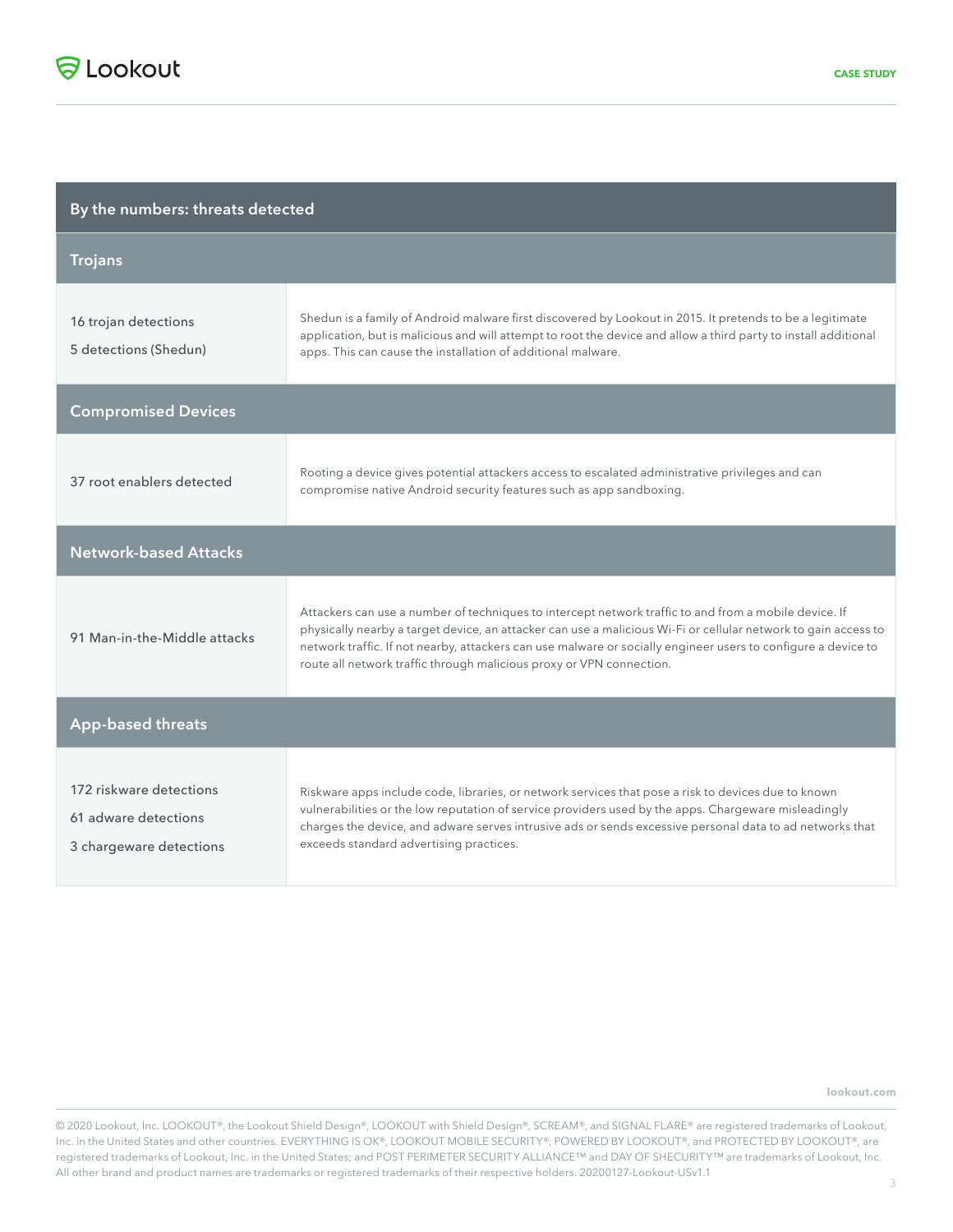## By the numbers: threats detected

### Trojans

| | |
|---|---|
| 16 trojan detections<br>5 detections (Shedun) | Shedun is a family of Android malware first discovered by Lookout in 2015. It pretends to be a legitimate application, but is malicious and will attempt to root the device and allow a third party to install additional apps. This can cause the installation of additional malware. |

### Compromised Devices

| | |
|---|---|
| 37 root enablers detected | Rooting a device gives potential attackers access to escalated administrative privileges and can compromise native Android security features such as app sandboxing. |

### Network-based Attacks

| | |
|---|---|
| 91 Man-in-the-Middle attacks | Attackers can use a number of techniques to intercept network traffic to and from a mobile device. If physically nearby a target device, an attacker can use a malicious Wi-Fi or cellular network to gain access to network traffic. If not nearby, attackers can use malware or socially engineer users to configure a device to route all network traffic through malicious proxy or VPN connection. |

### App-based threats

| | |
|---|---|
| 172 riskware detections<br>61 adware detections<br>3 chargeware detections | Riskware apps include code, libraries, or network services that pose a risk to devices due to known vulnerabilities or the low reputation of service providers used by the apps. Chargeware misleadingly charges the device, and adware serves intrusive ads or sends excessive personal data to ad networks that exceeds standard advertising practices. |

lookout.com

© 2020 Lookout, Inc. LOOKOUT®, the Lookout Shield Design®, LOOKOUT with Shield Design®, SCREAM®, and SIGNAL FLARE® are registered trademarks of Lookout, Inc. in the United States and other countries. EVERYTHING IS OK®, LOOKOUT MOBILE SECURITY®, POWERED BY LOOKOUT®, and PROTECTED BY LOOKOUT®, are registered trademarks of Lookout, Inc. in the United States; and POST PERIMETER SECURITY ALLIANCE™ and DAY OF SHECURITY™ are trademarks of Lookout, Inc. All other brand and product names are trademarks or registered trademarks of their respective holders. 20200127-Lookout-USv1.1